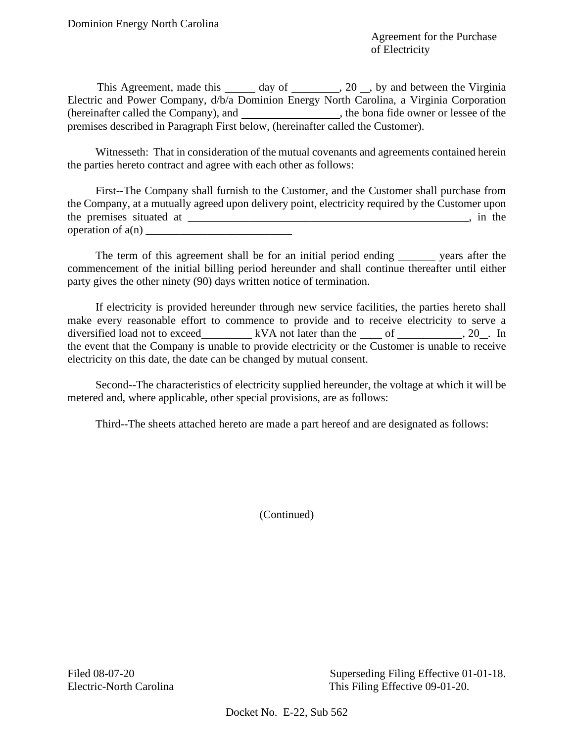Dominion Energy North Carolina

Agreement for the Purchase of Electricity

This Agreement, made this _____ day of ________, 20 __, by and between the Virginia Electric and Power Company, d/b/a Dominion Energy North Carolina, a Virginia Corporation (hereinafter called the Company), and _________________, the bona fide owner or lessee of the premises described in Paragraph First below, (hereinafter called the Customer).

Witnesseth: That in consideration of the mutual covenants and agreements contained herein the parties hereto contract and agree with each other as follows:

First--The Company shall furnish to the Customer, and the Customer shall purchase from the Company, at a mutually agreed upon delivery point, electricity required by the Customer upon the premises situated at ____________________________________________________, in the operation of a(n) __________________________

The term of this agreement shall be for an initial period ending _______ years after the commencement of the initial billing period hereunder and shall continue thereafter until either party gives the other ninety (90) days written notice of termination.

If electricity is provided hereunder through new service facilities, the parties hereto shall make every reasonable effort to commence to provide and to receive electricity to serve a diversified load not to exceed_________ kVA not later than the ____ of ___________, 20__. In the event that the Company is unable to provide electricity or the Customer is unable to receive electricity on this date, the date can be changed by mutual consent.

Second--The characteristics of electricity supplied hereunder, the voltage at which it will be metered and, where applicable, other special provisions, are as follows:

Third--The sheets attached hereto are made a part hereof and are designated as follows:

(Continued)

Filed 08-07-20
Electric-North Carolina

Superseding Filing Effective 01-01-18.
This Filing Effective 09-01-20.

Docket No. E-22, Sub 562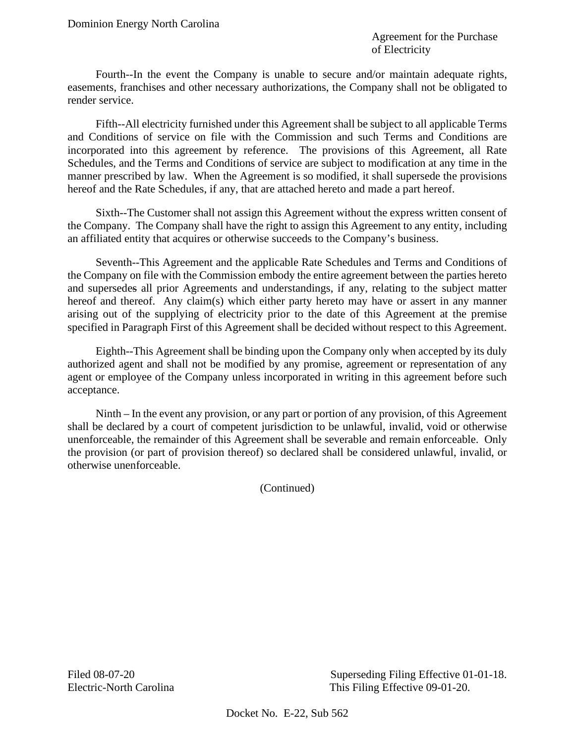Fourth--In the event the Company is unable to secure and/or maintain adequate rights, easements, franchises and other necessary authorizations, the Company shall not be obligated to render service.

Fifth--All electricity furnished under this Agreement shall be subject to all applicable Terms and Conditions of service on file with the Commission and such Terms and Conditions are incorporated into this agreement by reference. The provisions of this Agreement, all Rate Schedules, and the Terms and Conditions of service are subject to modification at any time in the manner prescribed by law. When the Agreement is so modified, it shall supersede the provisions hereof and the Rate Schedules, if any, that are attached hereto and made a part hereof.

Sixth--The Customer shall not assign this Agreement without the express written consent of the Company. The Company shall have the right to assign this Agreement to any entity, including an affiliated entity that acquires or otherwise succeeds to the Company's business.

Seventh--This Agreement and the applicable Rate Schedules and Terms and Conditions of the Company on file with the Commission embody the entire agreement between the parties hereto and supersedes all prior Agreements and understandings, if any, relating to the subject matter hereof and thereof. Any claim(s) which either party hereto may have or assert in any manner arising out of the supplying of electricity prior to the date of this Agreement at the premise specified in Paragraph First of this Agreement shall be decided without respect to this Agreement.

Eighth--This Agreement shall be binding upon the Company only when accepted by its duly authorized agent and shall not be modified by any promise, agreement or representation of any agent or employee of the Company unless incorporated in writing in this agreement before such acceptance.

Ninth – In the event any provision, or any part or portion of any provision, of this Agreement shall be declared by a court of competent jurisdiction to be unlawful, invalid, void or otherwise unenforceable, the remainder of this Agreement shall be severable and remain enforceable. Only the provision (or part of provision thereof) so declared shall be considered unlawful, invalid, or otherwise unenforceable.

(Continued)

Filed 08-07-20 Superseding Filing Effective 01-01-18.
Electric-North Carolina This Filing Effective 09-01-20.

Docket No. E-22, Sub 562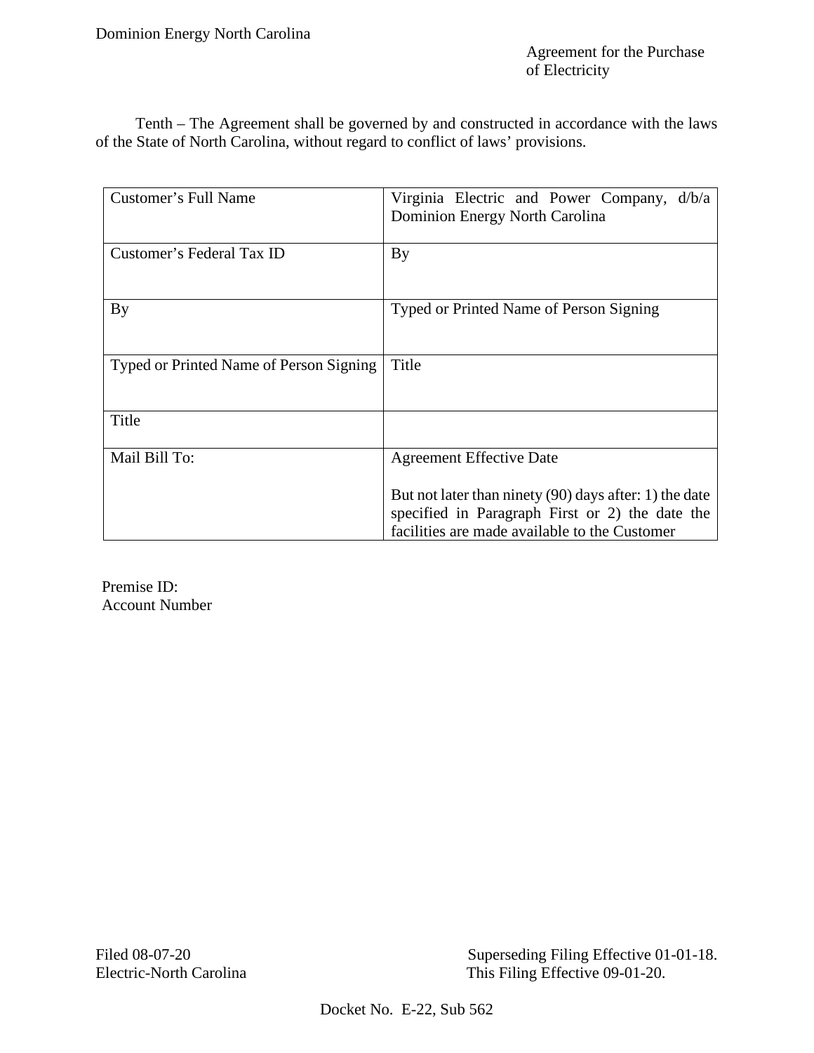Tenth – The Agreement shall be governed by and constructed in accordance with the laws of the State of North Carolina, without regard to conflict of laws' provisions.

| | |
|---|---|
| Customer's Full Name | Virginia Electric and Power Company, d/b/a Dominion Energy North Carolina |
| Customer's Federal Tax ID | By |
| By | Typed or Printed Name of Person Signing |
| Typed or Printed Name of Person Signing | Title |
| Title | |
| Mail Bill To: | Agreement Effective Date<br><br>But not later than ninety (90) days after: 1) the date specified in Paragraph First or 2) the date the facilities are made available to the Customer |

Premise ID:
Account Number

Filed 08-07-20
Electric-North Carolina

Superseding Filing Effective 01-01-18.
This Filing Effective 09-01-20.

Docket No. E-22, Sub 562